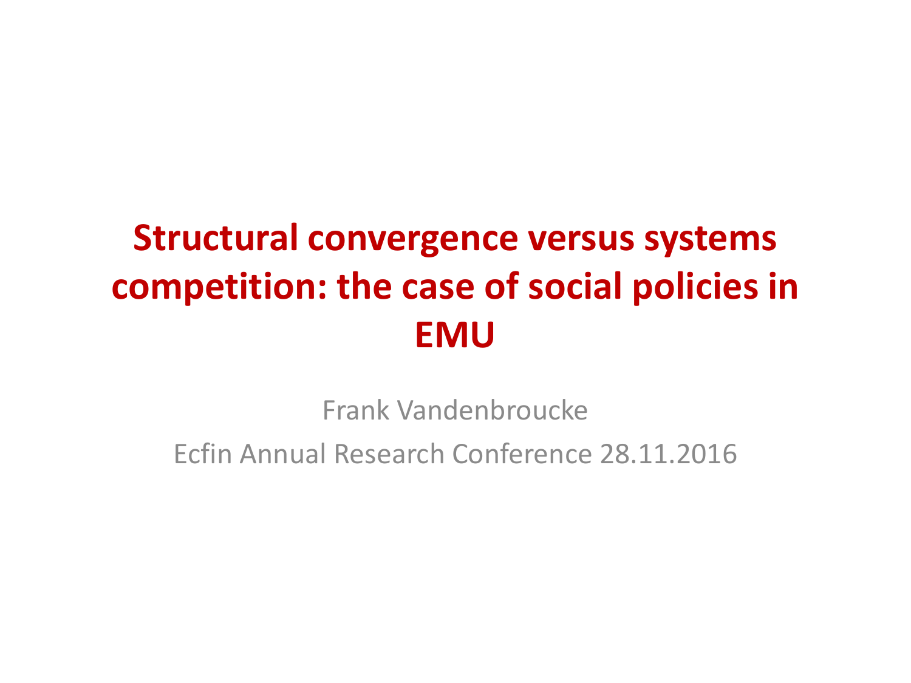# Structural convergence versus systems competition: the case of social policies in EMU

Frank Vandenbroucke

Ecfin Annual Research Conference 28.11.2016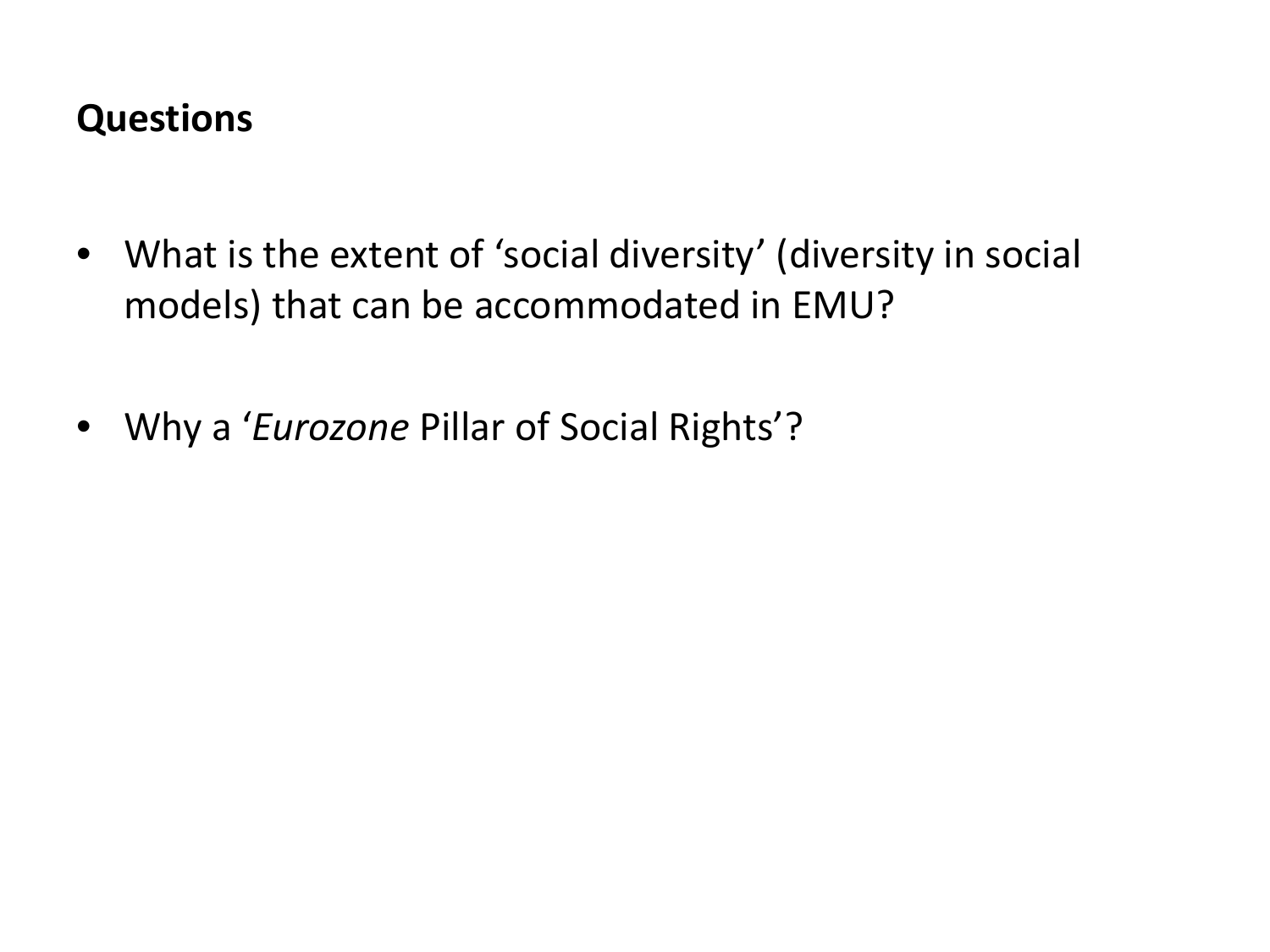## Questions

- What is the extent of ‘social diversity’ (diversity in social models) that can be accommodated in EMU?
- Why a ‘*Eurozone* Pillar of Social Rights’?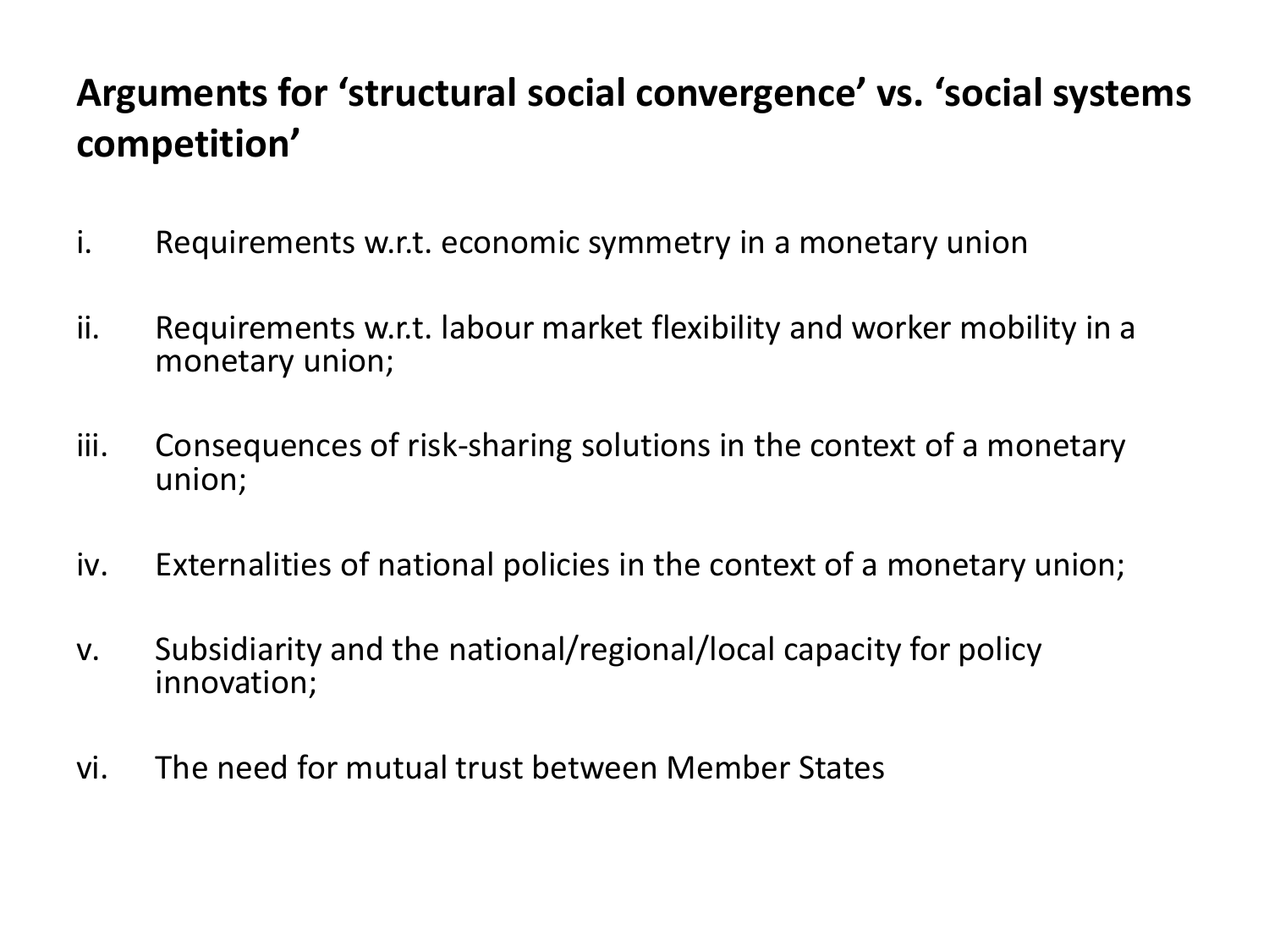## Arguments for 'structural social convergence' vs. 'social systems competition'

i. Requirements w.r.t. economic symmetry in a monetary union

ii. Requirements w.r.t. labour market flexibility and worker mobility in a monetary union;

iii. Consequences of risk-sharing solutions in the context of a monetary union;

iv. Externalities of national policies in the context of a monetary union;

v. Subsidiarity and the national/regional/local capacity for policy innovation;

vi. The need for mutual trust between Member States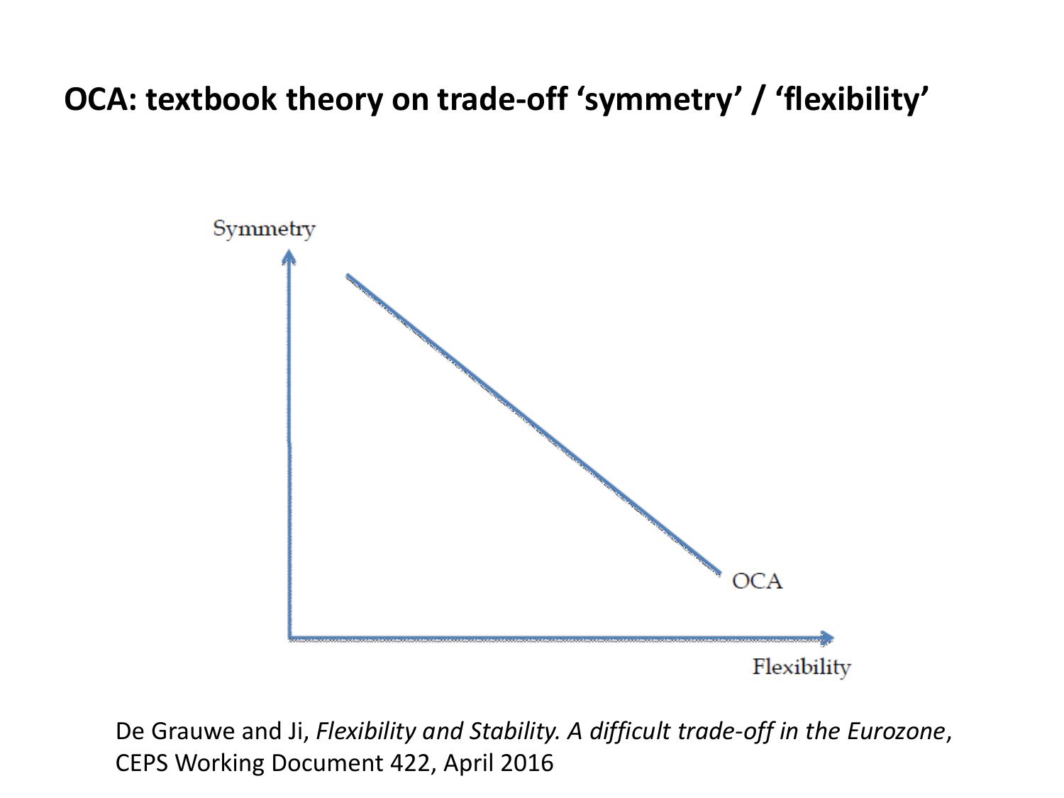# OCA: textbook theory on trade-off 'symmetry' / 'flexibility'

Symmetry

OCA

Flexibility

De Grauwe and Ji, *Flexibility and Stability. A difficult trade-off in the Eurozone*, CEPS Working Document 422, April 2016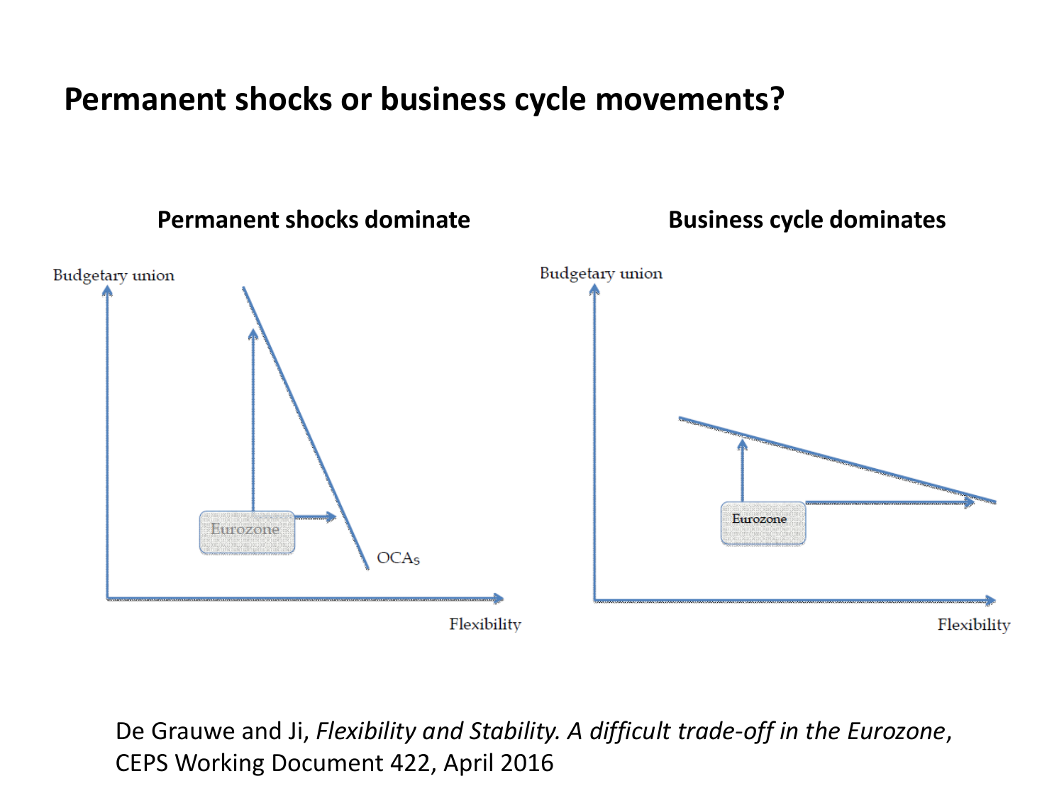# Permanent shocks or business cycle movements?

**Permanent shocks dominate**

Budgetary union

Eurozone

$OCA_S$

Flexibility

**Business cycle dominates**

Budgetary union

Eurozone

Flexibility

De Grauwe and Ji, *Flexibility and Stability. A difficult trade-off in the Eurozone*, CEPS Working Document 422, April 2016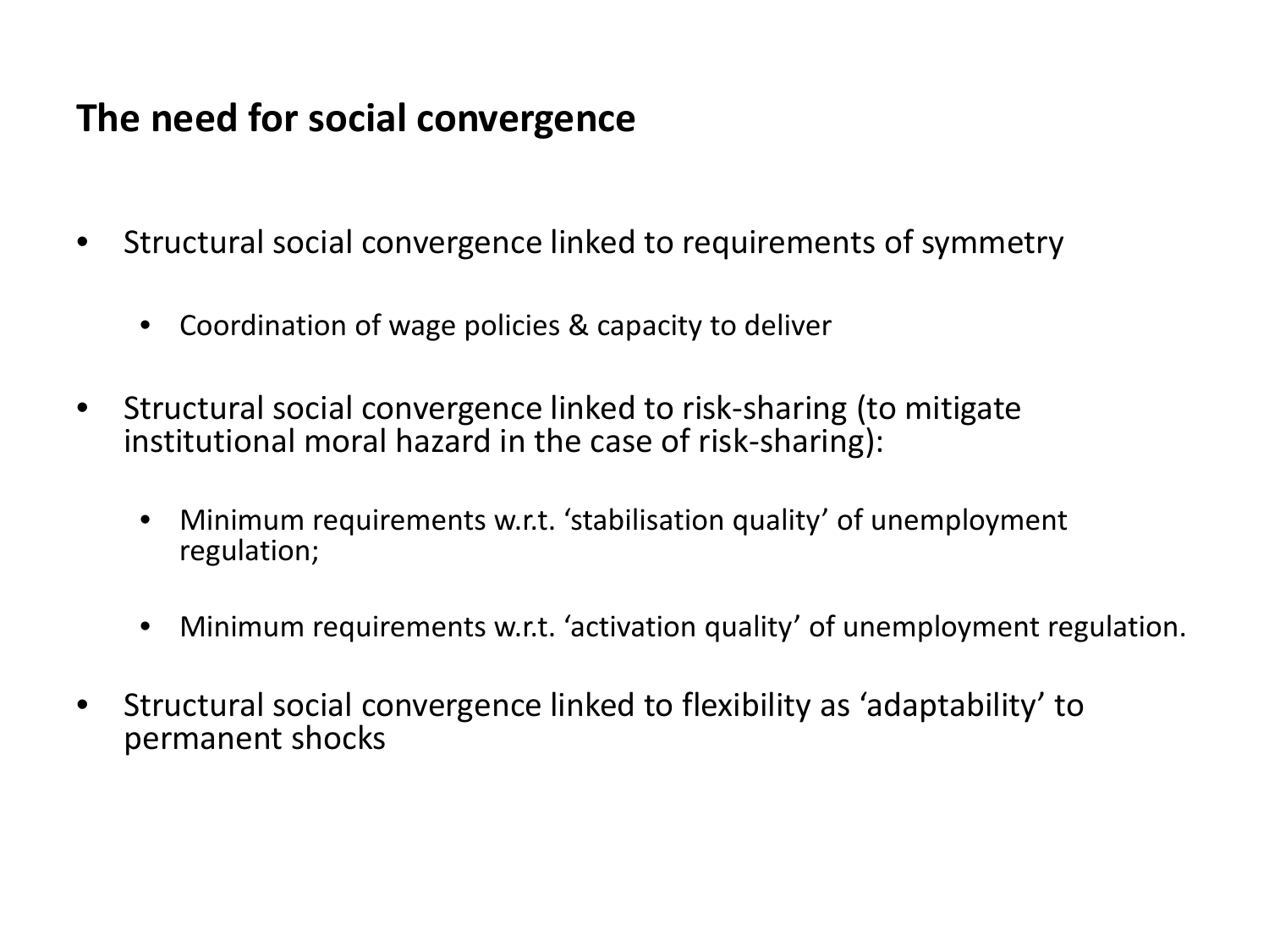## The need for social convergence

- Structural social convergence linked to requirements of symmetry
  - Coordination of wage policies & capacity to deliver
- Structural social convergence linked to risk-sharing (to mitigate institutional moral hazard in the case of risk-sharing):
  - Minimum requirements w.r.t. 'stabilisation quality' of unemployment regulation;
  - Minimum requirements w.r.t. 'activation quality' of unemployment regulation.
- Structural social convergence linked to flexibility as 'adaptability' to permanent shocks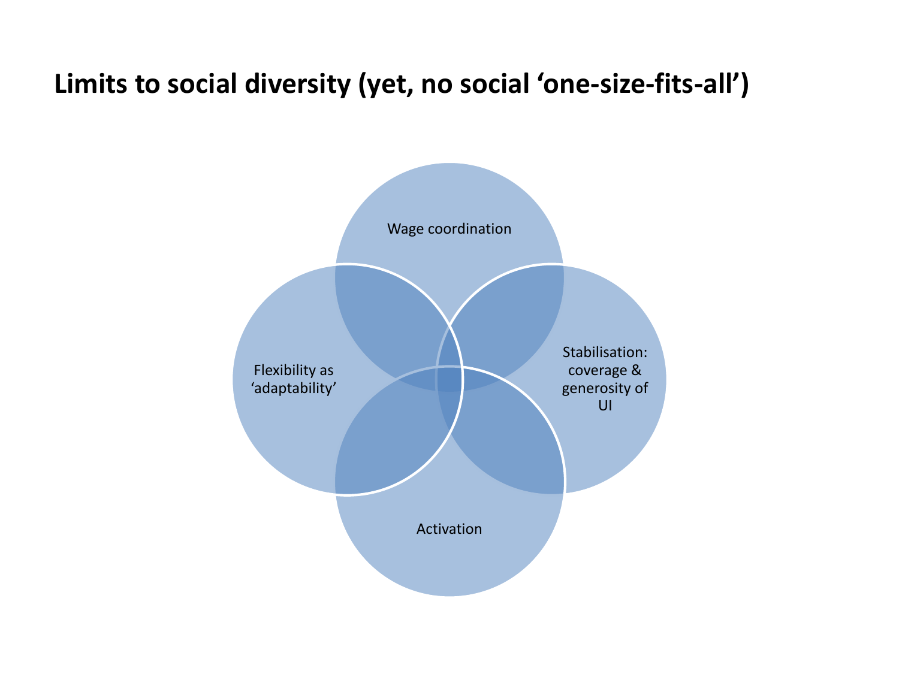# Limits to social diversity (yet, no social 'one-size-fits-all')

- Wage coordination
- Stabilisation: coverage & generosity of UI
- Activation
- Flexibility as 'adaptability'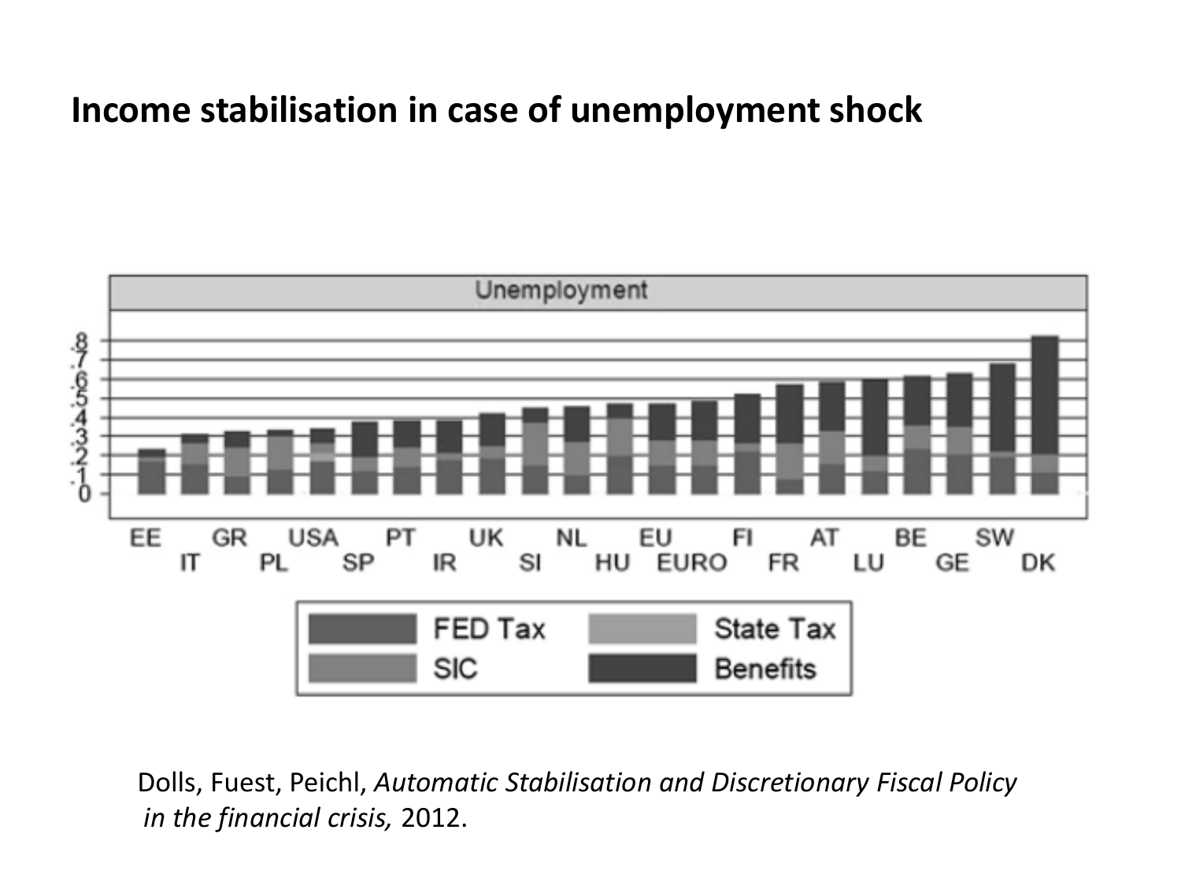## Income stabilisation in case of unemployment shock

Unemployment

.8
.7
.6
.5
.4
.3
.2
.1
0

EE IT GR PL USA SP PT IR UK SI NL HU EU EURO FI FR AT LU BE GE SW DK

FED Tax
State Tax
SIC
Benefits

Dolls, Fuest, Peichl, *Automatic Stabilisation and Discretionary Fiscal Policy in the financial crisis,* 2012.